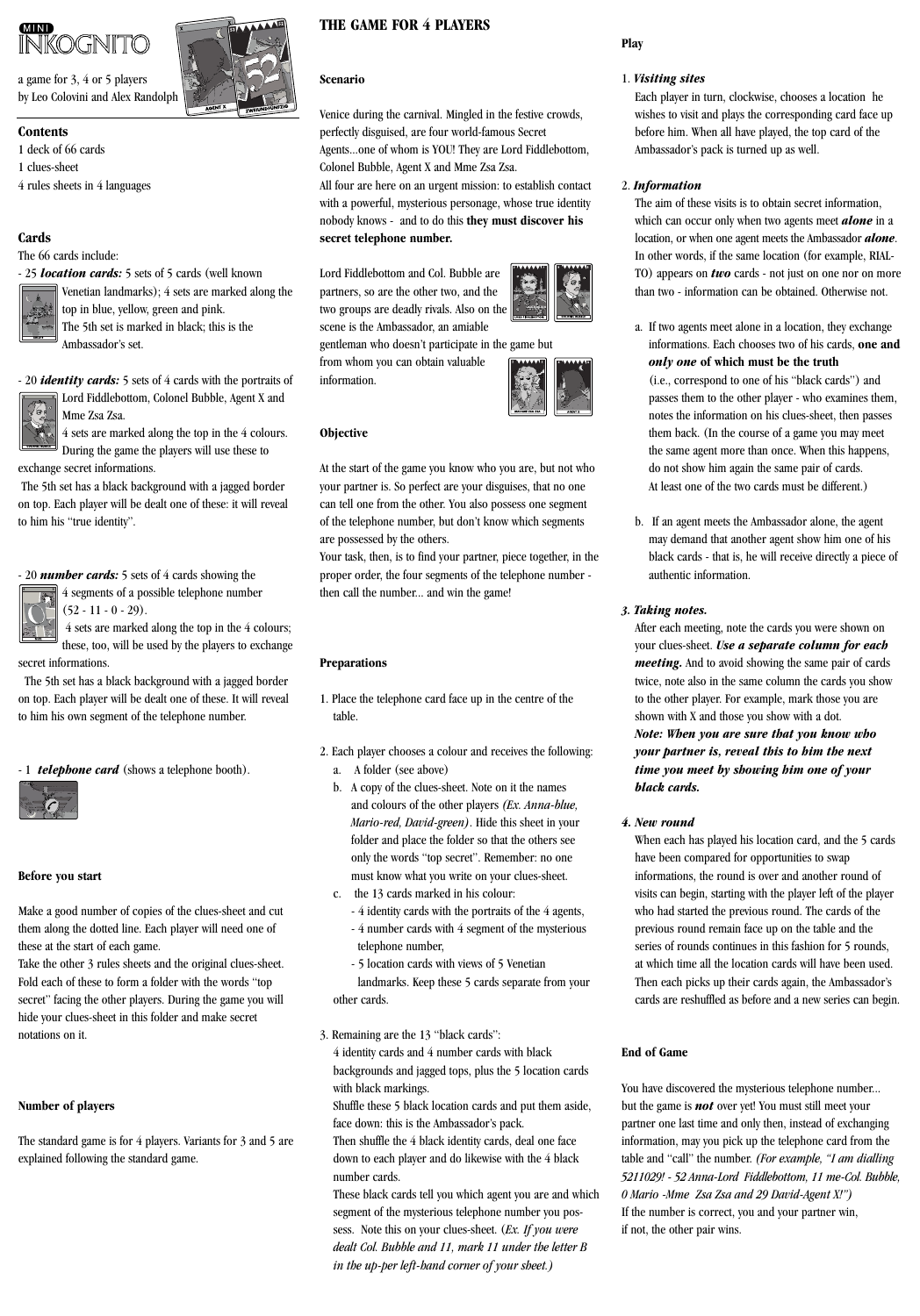# MINI INKOGNITO

a game for 3, 4 or 5 players
by Leo Colovini and Alex Randolph

## Contents

1 deck of 66 cards
1 clues-sheet
4 rules sheets in 4 languages

## Cards

The 66 cards include:

- 25 ***location cards:*** 5 sets of 5 cards (well known Venetian landmarks); 4 sets are marked along the top in blue, yellow, green and pink.
  The 5th set is marked in black; this is the Ambassador's set.

- 20 ***identity cards:*** 5 sets of 4 cards with the portraits of Lord Fiddlebottom, Colonel Bubble, Agent X and Mme Zsa Zsa.
  4 sets are marked along the top in the 4 colours. During the game the players will use these to exchange secret informations.
  The 5th set has a black background with a jagged border on top. Each player will be dealt one of these: it will reveal to him his "true identity".

- 20 ***number cards:*** 5 sets of 4 cards showing the 4 segments of a possible telephone number (52 - 11 - 0 - 29).
  4 sets are marked along the top in the 4 colours; these, too, will be used by the players to exchange secret informations.
  The 5th set has a black background with a jagged border on top. Each player will be dealt one of these. It will reveal to him his own segment of the telephone number.

- 1 ***telephone card*** (shows a telephone booth).

## Before you start

Make a good number of copies of the clues-sheet and cut them along the dotted line. Each player will need one of these at the start of each game.
Take the other 3 rules sheets and the original clues-sheet. Fold each of these to form a folder with the words "top secret" facing the other players. During the game you will hide your clues-sheet in this folder and make secret notations on it.

## Number of players

The standard game is for 4 players. Variants for 3 and 5 are explained following the standard game.

# THE GAME FOR 4 PLAYERS

## Scenario

Venice during the carnival. Mingled in the festive crowds, perfectly disguised, are four world-famous Secret Agents...one of whom is YOU! They are Lord Fiddlebottom, Colonel Bubble, Agent X and Mme Zsa Zsa.
All four are here on an urgent mission: to establish contact with a powerful, mysterious personage, whose true identity nobody knows - and to do this **they must discover his secret telephone number.**

Lord Fiddlebottom and Col. Bubble are partners, so are the other two, and the two groups are deadly rivals. Also on the scene is the Ambassador, an amiable gentleman who doesn't participate in the game but from whom you can obtain valuable information.

## Objective

At the start of the game you know who you are, but not who your partner is. So perfect are your disguises, that no one can tell one from the other. You also possess one segment of the telephone number, but don't know which segments are possessed by the others.
Your task, then, is to find your partner, piece together, in the proper order, the four segments of the telephone number - then call the number... and win the game!

## Preparations

1. Place the telephone card face up in the centre of the table.

2. Each player chooses a colour and receives the following:
   a. A folder (see above)
   b. A copy of the clues-sheet. Note on it the names and colours of the other players *(Ex. Anna-blue, Mario-red, David-green)*. Hide this sheet in your folder and place the folder so that the others see only the words "top secret". Remember: no one must know what you write on your clues-sheet.
   c. the 13 cards marked in his colour:
      - 4 identity cards with the portraits of the 4 agents,
      - 4 number cards with 4 segment of the mysterious telephone number,
      - 5 location cards with views of 5 Venetian landmarks. Keep these 5 cards separate from your other cards.

3. Remaining are the 13 "black cards":
   4 identity cards and 4 number cards with black backgrounds and jagged tops, plus the 5 location cards with black markings.
   Shuffle these 5 black location cards and put them aside, face down: this is the Ambassador's pack.
   Then shuffle the 4 black identity cards, deal one face down to each player and do likewise with the 4 black number cards.
   These black cards tell you which agent you are and which segment of the mysterious telephone number you possess. Note this on your clues-sheet. (*Ex. If you were dealt Col. Bubble and 11, mark 11 under the letter B in the up-per left-hand corner of your sheet.)*

## Play

1. ***Visiting sites***
   Each player in turn, clockwise, chooses a location he wishes to visit and plays the corresponding card face up before him. When all have played, the top card of the Ambassador's pack is turned up as well.

2. ***Information***
   The aim of these visits is to obtain secret information, which can occur only when two agents meet ***alone*** in a location, or when one agent meets the Ambassador ***alone***. In other words, if the same location (for example, RIALTO) appears on ***two*** cards - not just on one nor on more than two - information can be obtained. Otherwise not.

   a. If two agents meet alone in a location, they exchange informations. Each chooses two of his cards, **one and *only one* of which must be the truth** (i.e., correspond to one of his "black cards") and passes them to the other player - who examines them, notes the information on his clues-sheet, then passes them back. (In the course of a game you may meet the same agent more than once. When this happens, do not show him again the same pair of cards. At least one of the two cards must be different.)

   b. If an agent meets the Ambassador alone, the agent may demand that another agent show him one of his black cards - that is, he will receive directly a piece of authentic information.

3. ***Taking notes.***
   After each meeting, note the cards you were shown on your clues-sheet. ***Use a separate column for each meeting.*** And to avoid showing the same pair of cards twice, note also in the same column the cards you show to the other player. For example, mark those you are shown with X and those you show with a dot.
   ***Note: When you are sure that you know who your partner is, reveal this to him the next time you meet by showing him one of your black cards.***

4. ***New round***
   When each has played his location card, and the 5 cards have been compared for opportunities to swap informations, the round is over and another round of visits can begin, starting with the player left of the player who had started the previous round. The cards of the previous round remain face up on the table and the series of rounds continues in this fashion for 5 rounds, at which time all the location cards will have been used. Then each picks up their cards again, the Ambassador's cards are reshuffled as before and a new series can begin.

## End of Game

You have discovered the mysterious telephone number... but the game is ***not*** over yet! You must still meet your partner one last time and only then, instead of exchanging information, may you pick up the telephone card from the table and "call" the number. *(For example, "I am dialling 5211029! - 52 Anna-Lord Fiddlebottom, 11 me-Col. Bubble, 0 Mario -Mme Zsa Zsa and 29 David-Agent X!")*
If the number is correct, you and your partner win, if not, the other pair wins.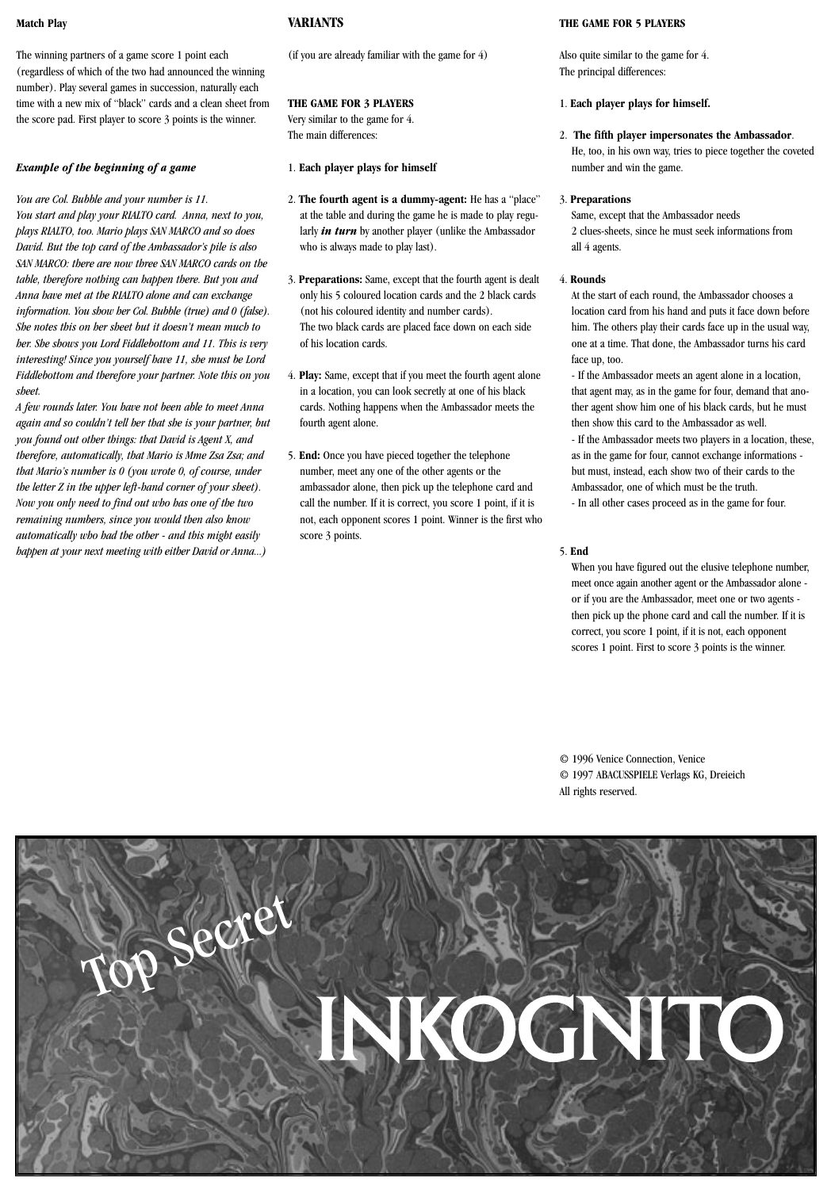## Match Play

The winning partners of a game score 1 point each (regardless of which of the two had announced the winning number). Play several games in succession, naturally each time with a new mix of "black" cards and a clean sheet from the score pad. First player to score 3 points is the winner.

### *Example of the beginning of a game*

*You are Col. Bubble and your number is 11.*
*You start and play your RIALTO card. Anna, next to you, plays RIALTO, too. Mario plays SAN MARCO and so does David. But the top card of the Ambassador's pile is also SAN MARCO: there are now three SAN MARCO cards on the table, therefore nothing can happen there. But you and Anna have met at the RIALTO alone and can exchange information. You show her Col. Bubble (true) and 0 (false). She notes this on her sheet but it doesn't mean much to her. She shows you Lord Fiddlebottom and 11. This is very interesting! Since you yourself have 11, she must be Lord Fiddlebottom and therefore your partner. Note this on you sheet.*
*A few rounds later. You have not been able to meet Anna again and so couldn't tell her that she is your partner, but you found out other things: that David is Agent X, and therefore, automatically, that Mario is Mme Zsa Zsa; and that Mario's number is 0 (you wrote 0, of course, under the letter Z in the upper left-hand corner of your sheet). Now you only need to find out who has one of the two remaining numbers, since you would then also know automatically who had the other - and this might easily happen at your next meeting with either David or Anna...)*

## VARIANTS

(if you are already familiar with the game for 4)

### THE GAME FOR 3 PLAYERS

Very similar to the game for 4.
The main differences:

1. **Each player plays for himself**
2. **The fourth agent is a dummy-agent:** He has a "place" at the table and during the game he is made to play regularly ***in turn*** by another player (unlike the Ambassador who is always made to play last).
3. **Preparations:** Same, except that the fourth agent is dealt only his 5 coloured location cards and the 2 black cards (not his coloured identity and number cards). The two black cards are placed face down on each side of his location cards.
4. **Play:** Same, except that if you meet the fourth agent alone in a location, you can look secretly at one of his black cards. Nothing happens when the Ambassador meets the fourth agent alone.
5. **End:** Once you have pieced together the telephone number, meet any one of the other agents or the ambassador alone, then pick up the telephone card and call the number. If it is correct, you score 1 point, if it is not, each opponent scores 1 point. Winner is the first who score 3 points.

### THE GAME FOR 5 PLAYERS

Also quite similar to the game for 4.
The principal differences:

1. **Each player plays for himself.**
2. **The fifth player impersonates the Ambassador**. He, too, in his own way, tries to piece together the coveted number and win the game.
3. **Preparations**
   Same, except that the Ambassador needs 2 clues-sheets, since he must seek informations from all 4 agents.
4. **Rounds**
   At the start of each round, the Ambassador chooses a location card from his hand and puts it face down before him. The others play their cards face up in the usual way, one at a time. That done, the Ambassador turns his card face up, too.
   - If the Ambassador meets an agent alone in a location, that agent may, as in the game for four, demand that another agent show him one of his black cards, but he must then show this card to the Ambassador as well.
   - If the Ambassador meets two players in a location, these, as in the game for four, cannot exchange informations - but must, instead, each show two of their cards to the Ambassador, one of which must be the truth.
   - In all other cases proceed as in the game for four.
5. **End**
   When you have figured out the elusive telephone number, meet once again another agent or the Ambassador alone - or if you are the Ambassador, meet one or two agents - then pick up the phone card and call the number. If it is correct, you score 1 point, if it is not, each opponent scores 1 point. First to score 3 points is the winner.

© 1996 Venice Connection, Venice
© 1997 ABACUSSPIELE Verlags KG, Dreieich
All rights reserved.

Top Secret

INKOGNITO